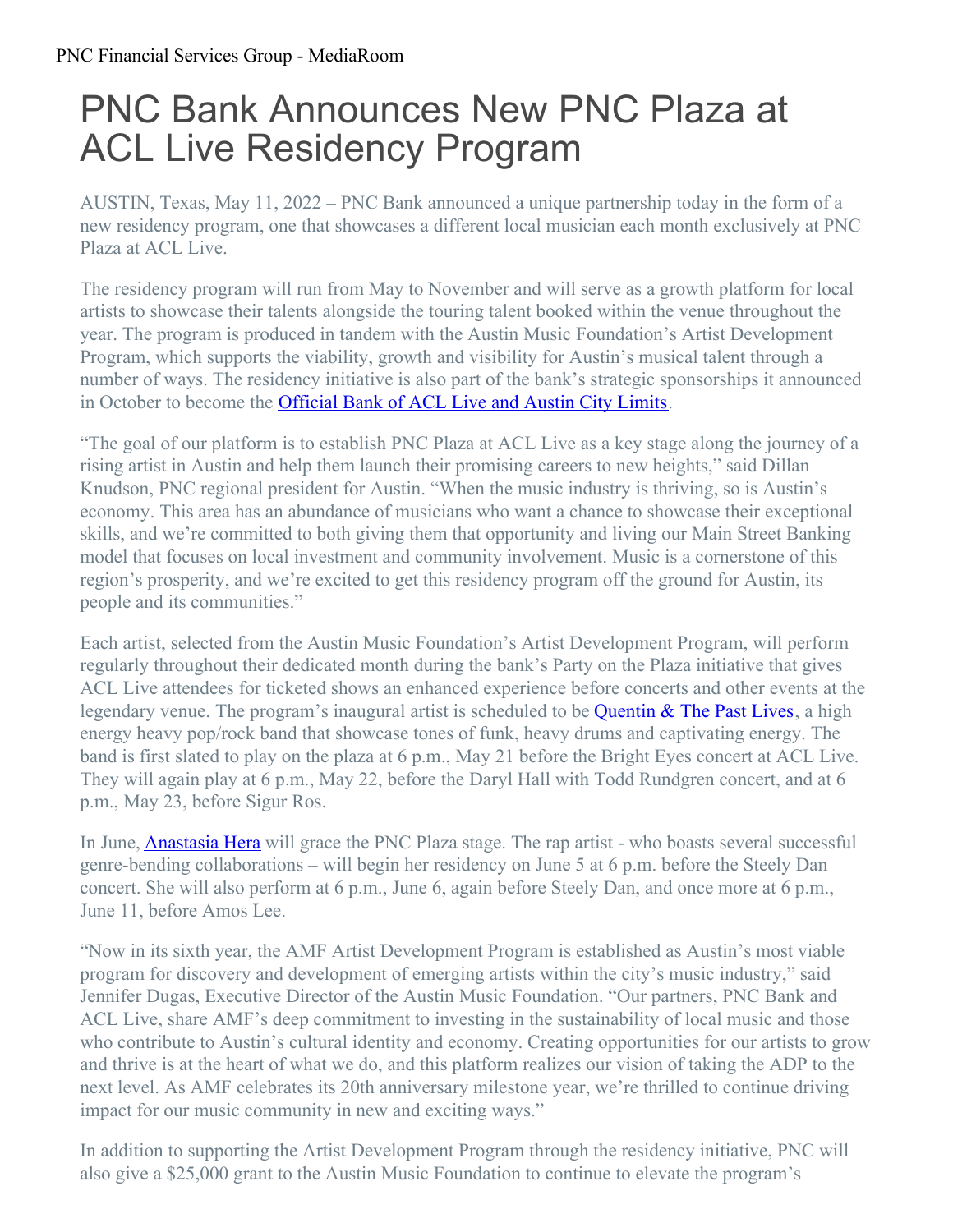# PNC Bank Announces New PNC Plaza at ACL Live Residency Program

AUSTIN, Texas, May 11, 2022 – PNC Bank announced a unique partnership today in the form of a new residency program, one that showcases a different local musician each month exclusively at PNC Plaza at ACL Live.

The residency program will run from May to November and will serve as a growth platform for local artists to showcase their talents alongside the touring talent booked within the venue throughout the year. The program is produced in tandem with the Austin Music Foundation's Artist Development Program, which supports the viability, growth and visibility for Austin's musical talent through a number of ways. The residency initiative is also part of the bank's strategic sponsorships it announced in October to become the [Official Bank of ACL Live and Austin City Limits](#).

"The goal of our platform is to establish PNC Plaza at ACL Live as a key stage along the journey of a rising artist in Austin and help them launch their promising careers to new heights," said Dillan Knudson, PNC regional president for Austin. "When the music industry is thriving, so is Austin's economy. This area has an abundance of musicians who want a chance to showcase their exceptional skills, and we're committed to both giving them that opportunity and living our Main Street Banking model that focuses on local investment and community involvement. Music is a cornerstone of this region's prosperity, and we're excited to get this residency program off the ground for Austin, its people and its communities."

Each artist, selected from the Austin Music Foundation's Artist Development Program, will perform regularly throughout their dedicated month during the bank's Party on the Plaza initiative that gives ACL Live attendees for ticketed shows an enhanced experience before concerts and other events at the legendary venue. The program's inaugural artist is scheduled to be [Quentin & The Past Lives](#), a high energy heavy pop/rock band that showcase tones of funk, heavy drums and captivating energy. The band is first slated to play on the plaza at 6 p.m., May 21 before the Bright Eyes concert at ACL Live. They will again play at 6 p.m., May 22, before the Daryl Hall with Todd Rundgren concert, and at 6 p.m., May 23, before Sigur Ros.

In June, [Anastasia Hera](#) will grace the PNC Plaza stage. The rap artist - who boasts several successful genre-bending collaborations – will begin her residency on June 5 at 6 p.m. before the Steely Dan concert. She will also perform at 6 p.m., June 6, again before Steely Dan, and once more at 6 p.m., June 11, before Amos Lee.

"Now in its sixth year, the AMF Artist Development Program is established as Austin's most viable program for discovery and development of emerging artists within the city's music industry," said Jennifer Dugas, Executive Director of the Austin Music Foundation. "Our partners, PNC Bank and ACL Live, share AMF's deep commitment to investing in the sustainability of local music and those who contribute to Austin's cultural identity and economy. Creating opportunities for our artists to grow and thrive is at the heart of what we do, and this platform realizes our vision of taking the ADP to the next level. As AMF celebrates its 20th anniversary milestone year, we're thrilled to continue driving impact for our music community in new and exciting ways."

In addition to supporting the Artist Development Program through the residency initiative, PNC will also give a $25,000 grant to the Austin Music Foundation to continue to elevate the program's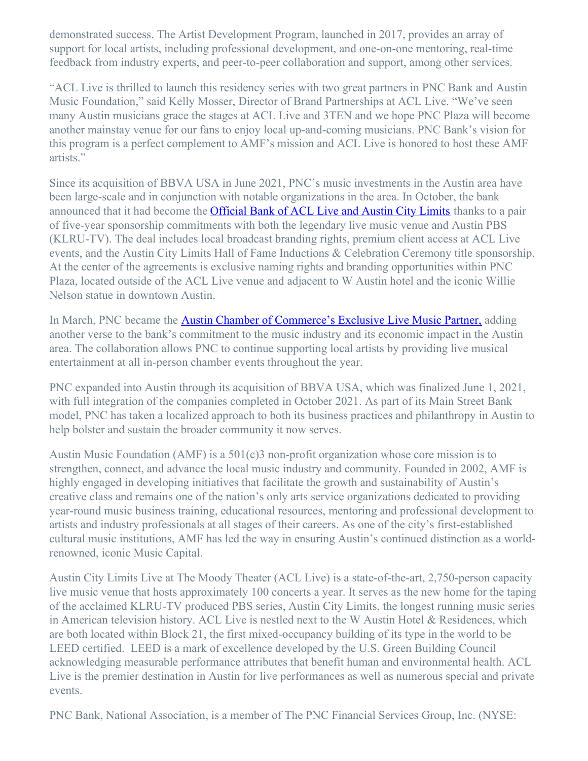demonstrated success. The Artist Development Program, launched in 2017, provides an array of support for local artists, including professional development, and one-on-one mentoring, real-time feedback from industry experts, and peer-to-peer collaboration and support, among other services.

"ACL Live is thrilled to launch this residency series with two great partners in PNC Bank and Austin Music Foundation," said Kelly Mosser, Director of Brand Partnerships at ACL Live. "We've seen many Austin musicians grace the stages at ACL Live and 3TEN and we hope PNC Plaza will become another mainstay venue for our fans to enjoy local up-and-coming musicians. PNC Bank's vision for this program is a perfect complement to AMF's mission and ACL Live is honored to host these AMF artists."

Since its acquisition of BBVA USA in June 2021, PNC's music investments in the Austin area have been large-scale and in conjunction with notable organizations in the area. In October, the bank announced that it had become the Official Bank of ACL Live and Austin City Limits thanks to a pair of five-year sponsorship commitments with both the legendary live music venue and Austin PBS (KLRU-TV). The deal includes local broadcast branding rights, premium client access at ACL Live events, and the Austin City Limits Hall of Fame Inductions & Celebration Ceremony title sponsorship. At the center of the agreements is exclusive naming rights and branding opportunities within PNC Plaza, located outside of the ACL Live venue and adjacent to W Austin hotel and the iconic Willie Nelson statue in downtown Austin.

In March, PNC became the Austin Chamber of Commerce's Exclusive Live Music Partner, adding another verse to the bank's commitment to the music industry and its economic impact in the Austin area. The collaboration allows PNC to continue supporting local artists by providing live musical entertainment at all in-person chamber events throughout the year.

PNC expanded into Austin through its acquisition of BBVA USA, which was finalized June 1, 2021, with full integration of the companies completed in October 2021. As part of its Main Street Bank model, PNC has taken a localized approach to both its business practices and philanthropy in Austin to help bolster and sustain the broader community it now serves.

Austin Music Foundation (AMF) is a 501(c)3 non-profit organization whose core mission is to strengthen, connect, and advance the local music industry and community. Founded in 2002, AMF is highly engaged in developing initiatives that facilitate the growth and sustainability of Austin's creative class and remains one of the nation's only arts service organizations dedicated to providing year-round music business training, educational resources, mentoring and professional development to artists and industry professionals at all stages of their careers. As one of the city's first-established cultural music institutions, AMF has led the way in ensuring Austin's continued distinction as a world-renowned, iconic Music Capital.

Austin City Limits Live at The Moody Theater (ACL Live) is a state-of-the-art, 2,750-person capacity live music venue that hosts approximately 100 concerts a year. It serves as the new home for the taping of the acclaimed KLRU-TV produced PBS series, Austin City Limits, the longest running music series in American television history. ACL Live is nestled next to the W Austin Hotel & Residences, which are both located within Block 21, the first mixed-occupancy building of its type in the world to be LEED certified. LEED is a mark of excellence developed by the U.S. Green Building Council acknowledging measurable performance attributes that benefit human and environmental health. ACL Live is the premier destination in Austin for live performances as well as numerous special and private events.

PNC Bank, National Association, is a member of The PNC Financial Services Group, Inc. (NYSE: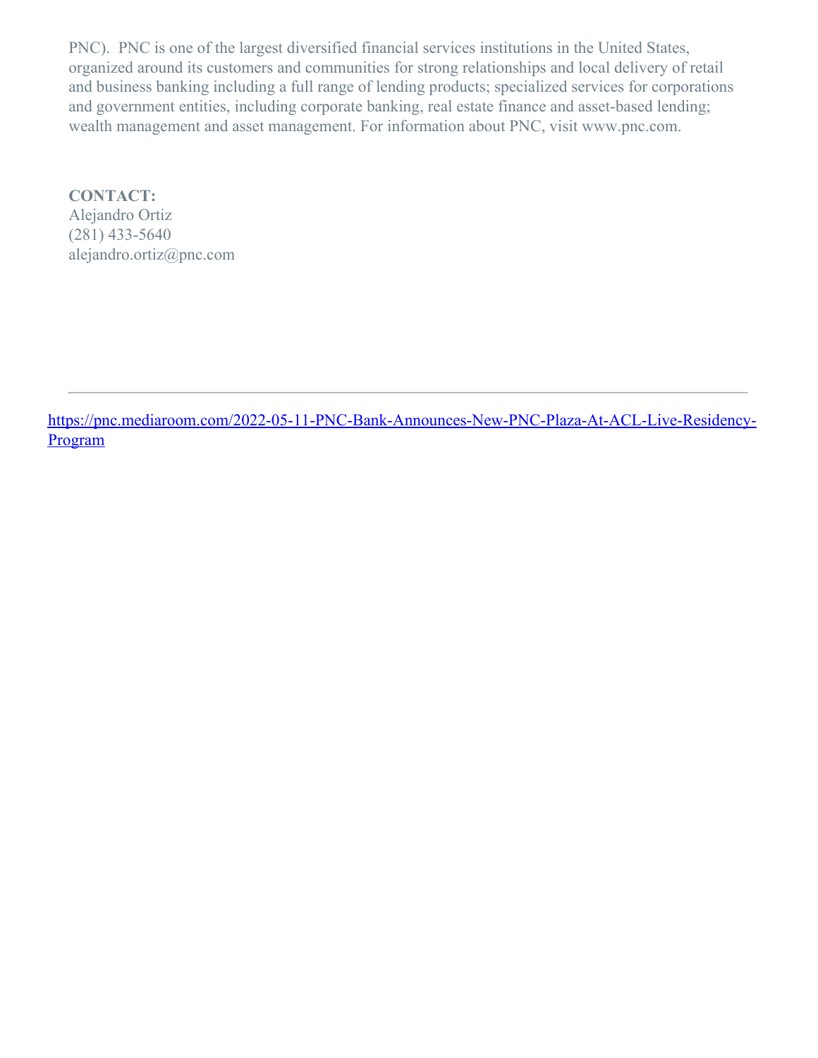PNC). PNC is one of the largest diversified financial services institutions in the United States, organized around its customers and communities for strong relationships and local delivery of retail and business banking including a full range of lending products; specialized services for corporations and government entities, including corporate banking, real estate finance and asset-based lending; wealth management and asset management. For information about PNC, visit www.pnc.com.

**CONTACT:**
Alejandro Ortiz
(281) 433-5640
alejandro.ortiz@pnc.com

---

https://pnc.mediaroom.com/2022-05-11-PNC-Bank-Announces-New-PNC-Plaza-At-ACL-Live-Residency-Program